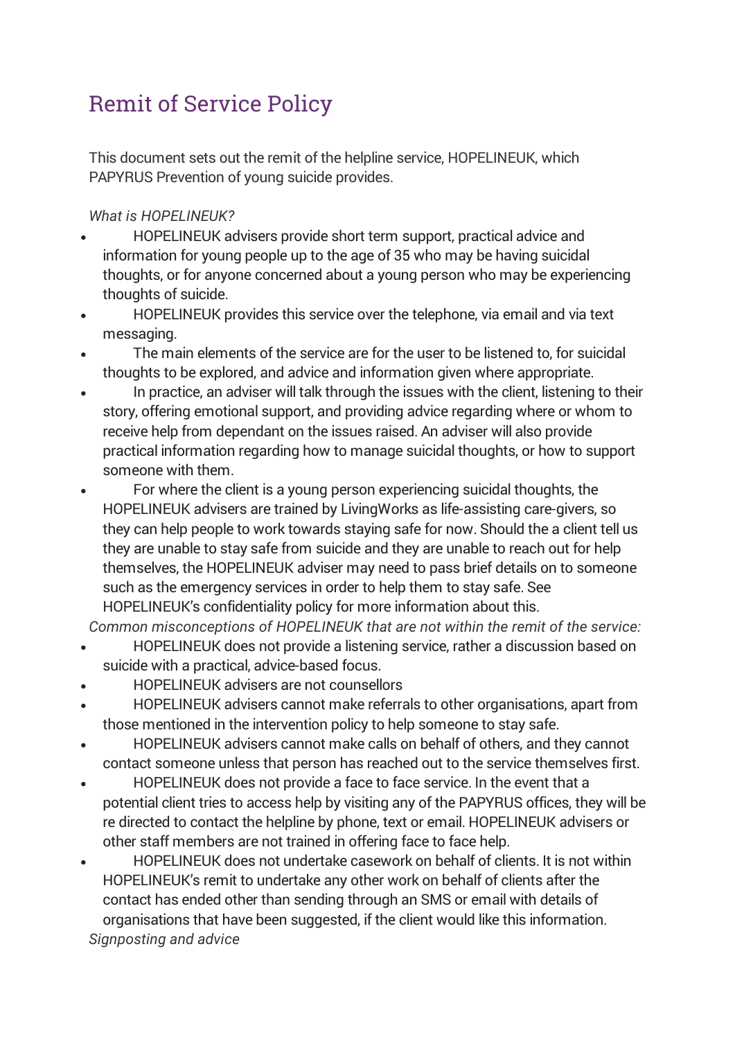# Remit of Service Policy

This document sets out the remit of the helpline service, HOPELINEUK, which PAPYRUS Prevention of young suicide provides.

*What is HOPELINEUK?*

- HOPELINEUK advisers provide short term support, practical advice and information for young people up to the age of 35 who may be having suicidal thoughts, or for anyone concerned about a young person who may be experiencing thoughts of suicide.
- HOPELINEUK provides this service over the telephone, via email and via text messaging.
- The main elements of the service are for the user to be listened to, for suicidal thoughts to be explored, and advice and information given where appropriate.
- In practice, an adviser will talk through the issues with the client, listening to their story, offering emotional support, and providing advice regarding where or whom to receive help from dependant on the issues raised. An adviser will also provide practical information regarding how to manage suicidal thoughts, or how to support someone with them.
- For where the client is a young person experiencing suicidal thoughts, the HOPELINEUK advisers are trained by LivingWorks as life-assisting care-givers, so they can help people to work towards staying safe for now. Should the a client tell us they are unable to stay safe from suicide and they are unable to reach out for help themselves, the HOPELINEUK adviser may need to pass brief details on to someone such as the emergency services in order to help them to stay safe. See HOPELINEUK's confidentiality policy for more information about this.

*Common misconceptions of HOPELINEUK that are not within the remit of the service:*

- HOPELINEUK does not provide a listening service, rather a discussion based on suicide with a practical, advice-based focus.
- HOPELINEUK advisers are not counsellors
- HOPELINEUK advisers cannot make referrals to other organisations, apart from those mentioned in the intervention policy to help someone to stay safe.
- HOPELINEUK advisers cannot make calls on behalf of others, and they cannot contact someone unless that person has reached out to the service themselves first.
- HOPELINEUK does not provide a face to face service. In the event that a potential client tries to access help by visiting any of the PAPYRUS offices, they will be re directed to contact the helpline by phone, text or email. HOPELINEUK advisers or other staff members are not trained in offering face to face help.
- HOPELINEUK does not undertake casework on behalf of clients. It is not within HOPELINEUK's remit to undertake any other work on behalf of clients after the contact has ended other than sending through an SMS or email with details of organisations that have been suggested, if the client would like this information.

*Signposting and advice*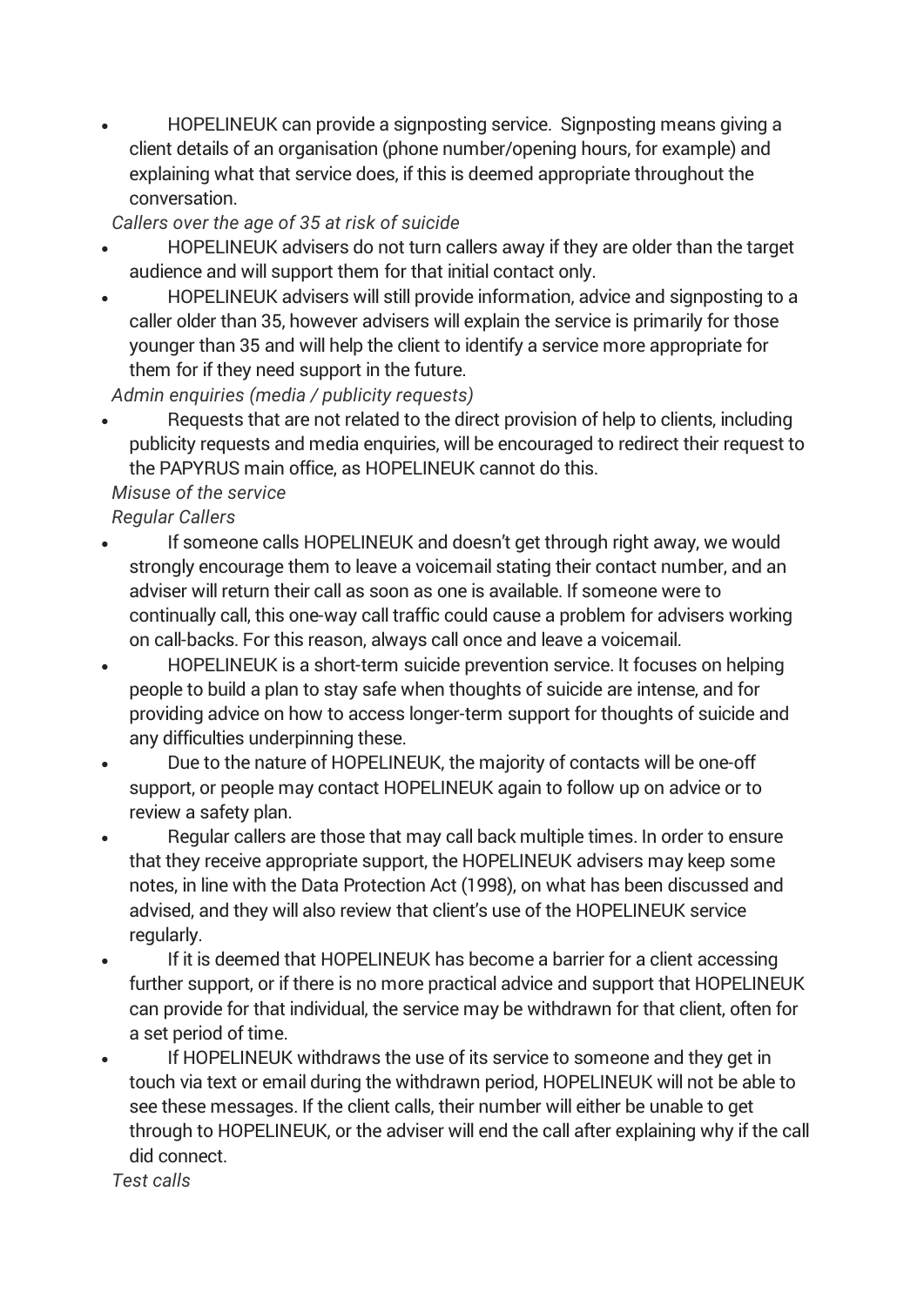- HOPELINEUK can provide a signposting service. Signposting means giving a client details of an organisation (phone number/opening hours, for example) and explaining what that service does, if this is deemed appropriate throughout the conversation.

*Callers over the age of 35 at risk of suicide*

- HOPELINEUK advisers do not turn callers away if they are older than the target audience and will support them for that initial contact only.
- HOPELINEUK advisers will still provide information, advice and signposting to a caller older than 35, however advisers will explain the service is primarily for those younger than 35 and will help the client to identify a service more appropriate for them for if they need support in the future.

*Admin enquiries (media / publicity requests)*

- Requests that are not related to the direct provision of help to clients, including publicity requests and media enquiries, will be encouraged to redirect their request to the PAPYRUS main office, as HOPELINEUK cannot do this.

*Misuse of the service*

*Regular Callers*

- If someone calls HOPELINEUK and doesn't get through right away, we would strongly encourage them to leave a voicemail stating their contact number, and an adviser will return their call as soon as one is available. If someone were to continually call, this one-way call traffic could cause a problem for advisers working on call-backs. For this reason, always call once and leave a voicemail.
- HOPELINEUK is a short-term suicide prevention service. It focuses on helping people to build a plan to stay safe when thoughts of suicide are intense, and for providing advice on how to access longer-term support for thoughts of suicide and any difficulties underpinning these.
- Due to the nature of HOPELINEUK, the majority of contacts will be one-off support, or people may contact HOPELINEUK again to follow up on advice or to review a safety plan.
- Regular callers are those that may call back multiple times. In order to ensure that they receive appropriate support, the HOPELINEUK advisers may keep some notes, in line with the Data Protection Act (1998), on what has been discussed and advised, and they will also review that client's use of the HOPELINEUK service regularly.
- If it is deemed that HOPELINEUK has become a barrier for a client accessing further support, or if there is no more practical advice and support that HOPELINEUK can provide for that individual, the service may be withdrawn for that client, often for a set period of time.
- If HOPELINEUK withdraws the use of its service to someone and they get in touch via text or email during the withdrawn period, HOPELINEUK will not be able to see these messages. If the client calls, their number will either be unable to get through to HOPELINEUK, or the adviser will end the call after explaining why if the call did connect.

*Test calls*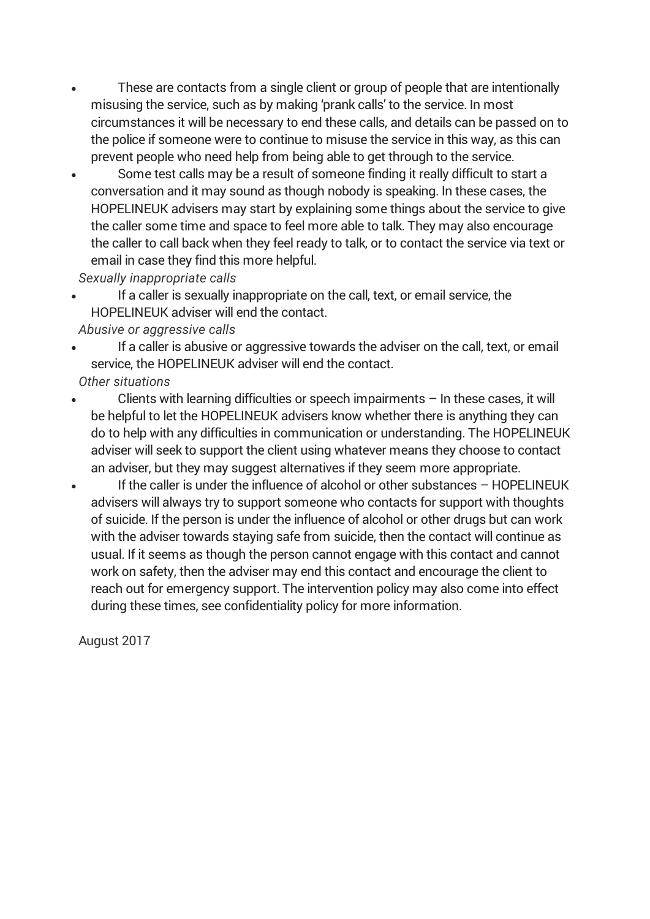- These are contacts from a single client or group of people that are intentionally misusing the service, such as by making 'prank calls' to the service. In most circumstances it will be necessary to end these calls, and details can be passed on to the police if someone were to continue to misuse the service in this way, as this can prevent people who need help from being able to get through to the service.
- Some test calls may be a result of someone finding it really difficult to start a conversation and it may sound as though nobody is speaking. In these cases, the HOPELINEUK advisers may start by explaining some things about the service to give the caller some time and space to feel more able to talk. They may also encourage the caller to call back when they feel ready to talk, or to contact the service via text or email in case they find this more helpful.

*Sexually inappropriate calls*

- If a caller is sexually inappropriate on the call, text, or email service, the HOPELINEUK adviser will end the contact.

*Abusive or aggressive calls*

- If a caller is abusive or aggressive towards the adviser on the call, text, or email service, the HOPELINEUK adviser will end the contact.

*Other situations*

- Clients with learning difficulties or speech impairments – In these cases, it will be helpful to let the HOPELINEUK advisers know whether there is anything they can do to help with any difficulties in communication or understanding. The HOPELINEUK adviser will seek to support the client using whatever means they choose to contact an adviser, but they may suggest alternatives if they seem more appropriate.
- If the caller is under the influence of alcohol or other substances – HOPELINEUK advisers will always try to support someone who contacts for support with thoughts of suicide. If the person is under the influence of alcohol or other drugs but can work with the adviser towards staying safe from suicide, then the contact will continue as usual. If it seems as though the person cannot engage with this contact and cannot work on safety, then the adviser may end this contact and encourage the client to reach out for emergency support. The intervention policy may also come into effect during these times, see confidentiality policy for more information.

August 2017